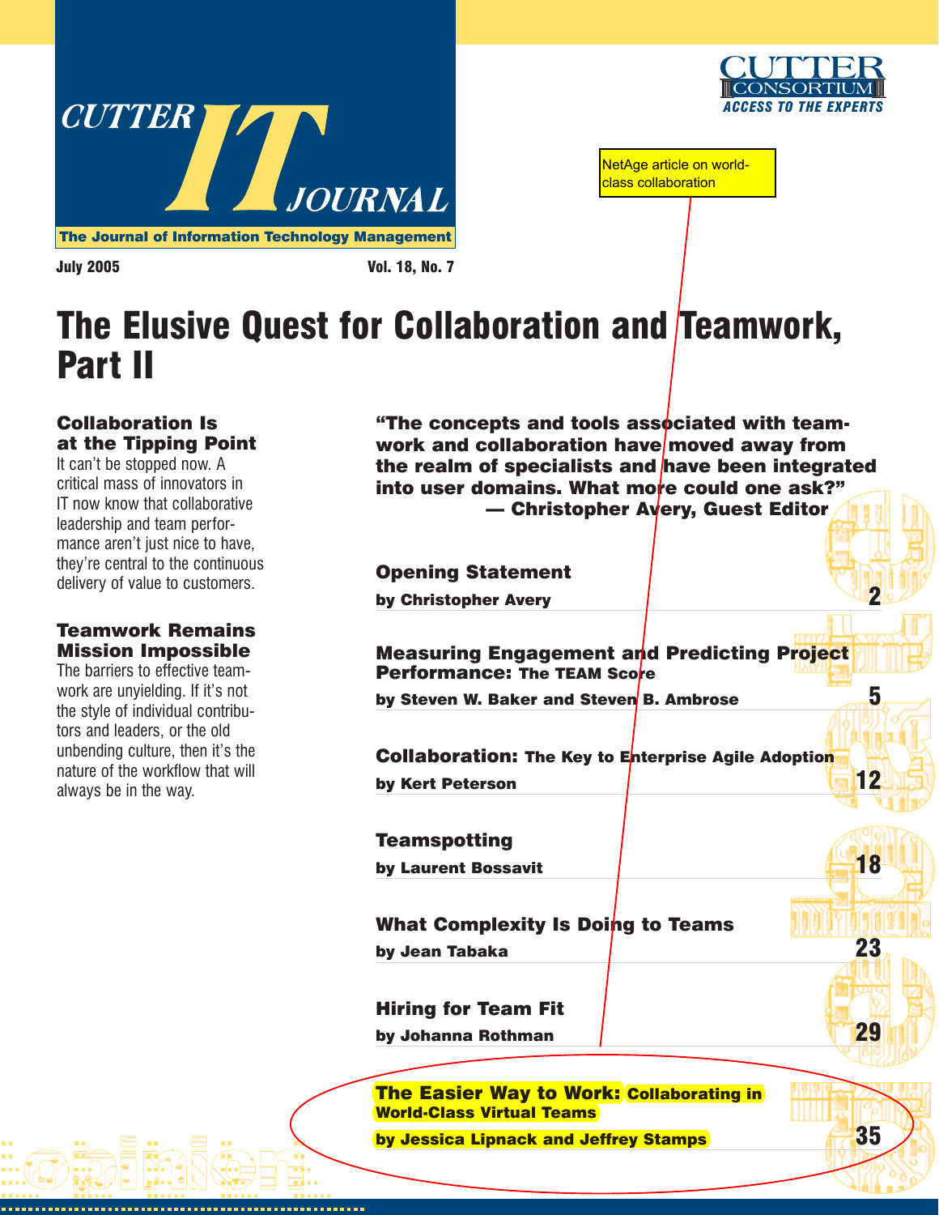CUTTER IT JOURNAL

The Journal of Information Technology Management

CUTTER CONSORTIUM
ACCESS TO THE EXPERTS

NetAge article on world-class collaboration

July 2005 Vol. 18, No. 7

# The Elusive Quest for Collaboration and Teamwork, Part II

### Collaboration Is at the Tipping Point

It can't be stopped now. A critical mass of innovators in IT now know that collaborative leadership and team performance aren't just nice to have, they're central to the continuous delivery of value to customers.

### Teamwork Remains Mission Impossible

The barriers to effective teamwork are unyielding. If it's not the style of individual contributors and leaders, or the old unbending culture, then it's the nature of the workflow that will always be in the way.

**"The concepts and tools associated with teamwork and collaboration have moved away from the realm of specialists and have been integrated into user domains. What more could one ask?"**
**— Christopher Avery, Guest Editor**

**Opening Statement**
**by Christopher Avery** — 2

**Measuring Engagement and Predicting Project Performance: The TEAM Score**
**by Steven W. Baker and Steven B. Ambrose** — 5

**Collaboration: The Key to Enterprise Agile Adoption**
**by Kert Peterson** — 12

**Teamspotting**
**by Laurent Bossavit** — 18

**What Complexity Is Doing to Teams**
**by Jean Tabaka** — 23

**Hiring for Team Fit**
**by Johanna Rothman** — 29

**The Easier Way to Work: Collaborating in World-Class Virtual Teams**
**by Jessica Lipnack and Jeffrey Stamps** — 35

opinion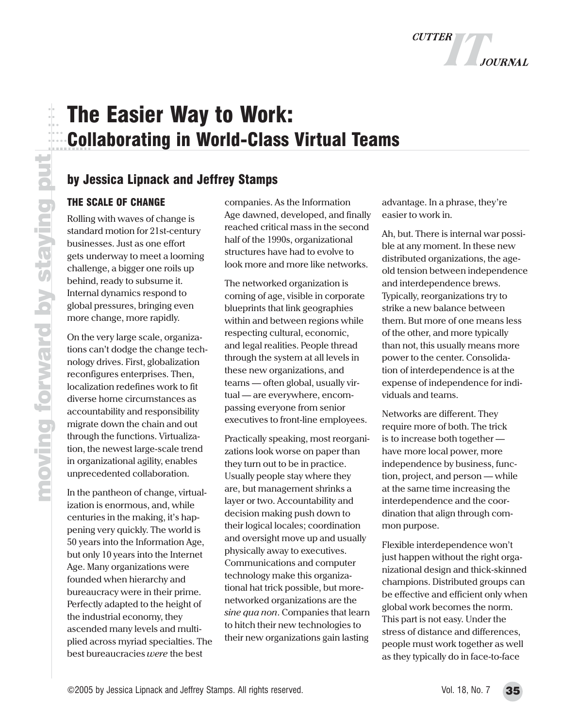# The Easier Way to Work: Collaborating in World-Class Virtual Teams

### by Jessica Lipnack and Jeffrey Stamps

#### THE SCALE OF CHANGE

Rolling with waves of change is standard motion for 21st-century businesses. Just as one effort gets underway to meet a looming challenge, a bigger one roils up behind, ready to subsume it. Internal dynamics respond to global pressures, bringing even more change, more rapidly.

On the very large scale, organizations can't dodge the change technology drives. First, globalization reconfigures enterprises. Then, localization redefines work to fit diverse home circumstances as accountability and responsibility migrate down the chain and out through the functions. Virtualization, the newest large-scale trend in organizational agility, enables unprecedented collaboration.

In the pantheon of change, virtualization is enormous, and, while centuries in the making, it's happening very quickly. The world is 50 years into the Information Age, but only 10 years into the Internet Age. Many organizations were founded when hierarchy and bureaucracy were in their prime. Perfectly adapted to the height of the industrial economy, they ascended many levels and multiplied across myriad specialties. The best bureaucracies *were* the best companies. As the Information Age dawned, developed, and finally reached critical mass in the second half of the 1990s, organizational structures have had to evolve to look more and more like networks.

The networked organization is coming of age, visible in corporate blueprints that link geographies within and between regions while respecting cultural, economic, and legal realities. People thread through the system at all levels in these new organizations, and teams — often global, usually virtual — are everywhere, encompassing everyone from senior executives to front-line employees.

Practically speaking, most reorganizations look worse on paper than they turn out to be in practice. Usually people stay where they are, but management shrinks a layer or two. Accountability and decision making push down to their logical locales; coordination and oversight move up and usually physically away to executives. Communications and computer technology make this organizational hat trick possible, but more-networked organizations are the *sine qua non*. Companies that learn to hitch their new technologies to their new organizations gain lasting advantage. In a phrase, they're easier to work in.

Ah, but. There is internal war possible at any moment. In these new distributed organizations, the age-old tension between independence and interdependence brews. Typically, reorganizations try to strike a new balance between them. But more of one means less of the other, and more typically than not, this usually means more power to the center. Consolidation of interdependence is at the expense of independence for individuals and teams.

Networks are different. They require more of both. The trick is to increase both together — have more local power, more independence by business, function, project, and person — while at the same time increasing the interdependence and the coordination that align through common purpose.

Flexible interdependence won't just happen without the right organizational design and thick-skinned champions. Distributed groups can be effective and efficient only when global work becomes the norm. This part is not easy. Under the stress of distance and differences, people must work together as well as they typically do in face-to-face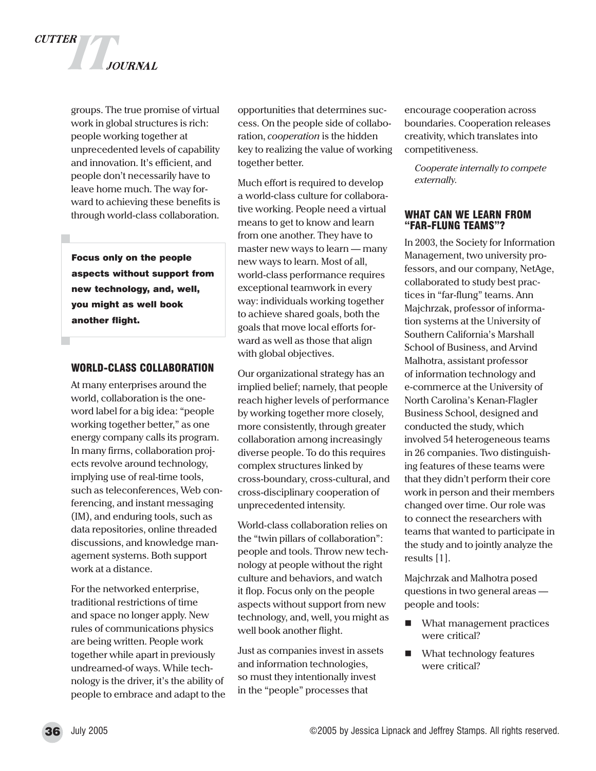groups. The true promise of virtual work in global structures is rich: people working together at unprecedented levels of capability and innovation. It's efficient, and people don't necessarily have to leave home much. The way forward to achieving these benefits is through world-class collaboration.

> **Focus only on the people aspects without support from new technology, and, well, you might as well book another flight.**

## WORLD-CLASS COLLABORATION

At many enterprises around the world, collaboration is the one-word label for a big idea: "people working together better," as one energy company calls its program. In many firms, collaboration projects revolve around technology, implying use of real-time tools, such as teleconferences, Web conferencing, and instant messaging (IM), and enduring tools, such as data repositories, online threaded discussions, and knowledge management systems. Both support work at a distance.

For the networked enterprise, traditional restrictions of time and space no longer apply. New rules of communications physics are being written. People work together while apart in previously undreamed-of ways. While technology is the driver, it's the ability of people to embrace and adapt to the opportunities that determines success. On the people side of collaboration, *cooperation* is the hidden key to realizing the value of working together better.

Much effort is required to develop a world-class culture for collaborative working. People need a virtual means to get to know and learn from one another. They have to master new ways to learn — many new ways to learn. Most of all, world-class performance requires exceptional teamwork in every way: individuals working together to achieve shared goals, both the goals that move local efforts forward as well as those that align with global objectives.

Our organizational strategy has an implied belief; namely, that people reach higher levels of performance by working together more closely, more consistently, through greater collaboration among increasingly diverse people. To do this requires complex structures linked by cross-boundary, cross-cultural, and cross-disciplinary cooperation of unprecedented intensity.

World-class collaboration relies on the "twin pillars of collaboration": people and tools. Throw new technology at people without the right culture and behaviors, and watch it flop. Focus only on the people aspects without support from new technology, and, well, you might as well book another flight.

Just as companies invest in assets and information technologies, so must they intentionally invest in the "people" processes that encourage cooperation across boundaries. Cooperation releases creativity, which translates into competitiveness.

*Cooperate internally to compete externally.*

## WHAT CAN WE LEARN FROM "FAR-FLUNG TEAMS"?

In 2003, the Society for Information Management, two university professors, and our company, NetAge, collaborated to study best practices in "far-flung" teams. Ann Majchrzak, professor of information systems at the University of Southern California's Marshall School of Business, and Arvind Malhotra, assistant professor of information technology and e-commerce at the University of North Carolina's Kenan-Flagler Business School, designed and conducted the study, which involved 54 heterogeneous teams in 26 companies. Two distinguishing features of these teams were that they didn't perform their core work in person and their members changed over time. Our role was to connect the researchers with teams that wanted to participate in the study and to jointly analyze the results [1].

Majchrzak and Malhotra posed questions in two general areas — people and tools:

- What management practices were critical?
- What technology features were critical?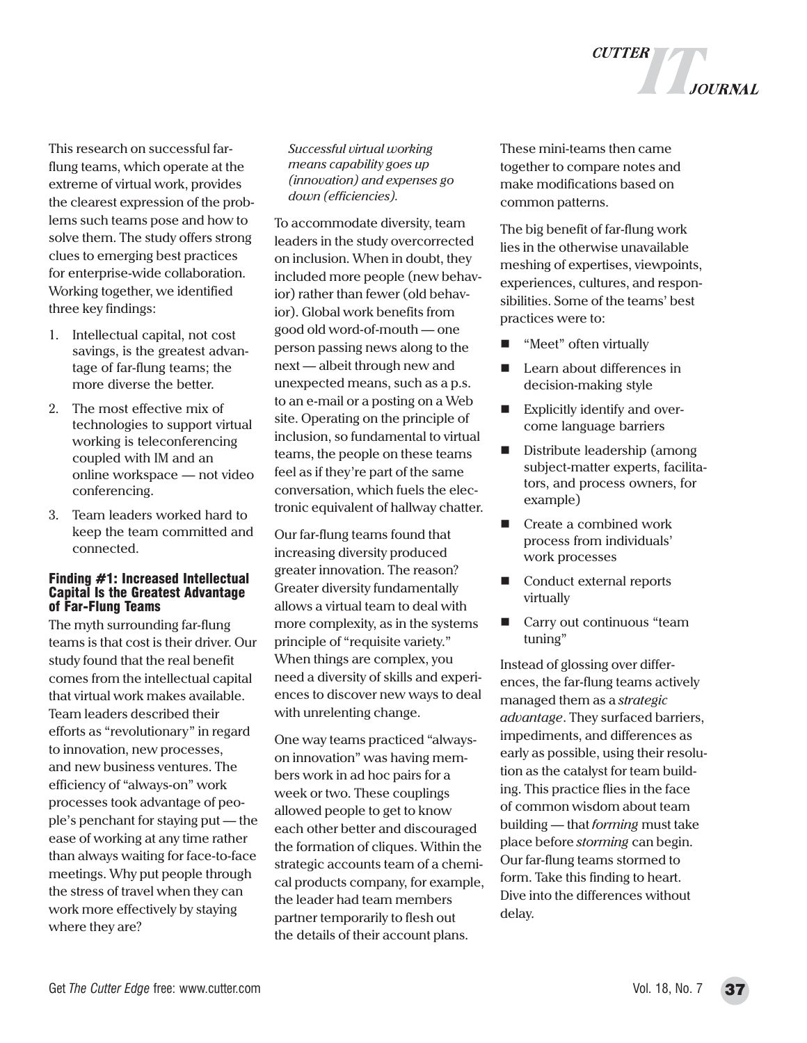This research on successful far-flung teams, which operate at the extreme of virtual work, provides the clearest expression of the problems such teams pose and how to solve them. The study offers strong clues to emerging best practices for enterprise-wide collaboration. Working together, we identified three key findings:

1. Intellectual capital, not cost savings, is the greatest advantage of far-flung teams; the more diverse the better.
2. The most effective mix of technologies to support virtual working is teleconferencing coupled with IM and an online workspace — not video conferencing.
3. Team leaders worked hard to keep the team committed and connected.

### Finding #1: Increased Intellectual Capital Is the Greatest Advantage of Far-Flung Teams

The myth surrounding far-flung teams is that cost is their driver. Our study found that the real benefit comes from the intellectual capital that virtual work makes available. Team leaders described their efforts as "revolutionary" in regard to innovation, new processes, and new business ventures. The efficiency of "always-on" work processes took advantage of people's penchant for staying put — the ease of working at any time rather than always waiting for face-to-face meetings. Why put people through the stress of travel when they can work more effectively by staying where they are?

*Successful virtual working means capability goes up (innovation) and expenses go down (efficiencies).*

To accommodate diversity, team leaders in the study overcorrected on inclusion. When in doubt, they included more people (new behavior) rather than fewer (old behavior). Global work benefits from good old word-of-mouth — one person passing news along to the next — albeit through new and unexpected means, such as a p.s. to an e-mail or a posting on a Web site. Operating on the principle of inclusion, so fundamental to virtual teams, the people on these teams feel as if they're part of the same conversation, which fuels the electronic equivalent of hallway chatter.

Our far-flung teams found that increasing diversity produced greater innovation. The reason? Greater diversity fundamentally allows a virtual team to deal with more complexity, as in the systems principle of "requisite variety." When things are complex, you need a diversity of skills and experiences to discover new ways to deal with unrelenting change.

One way teams practiced "always-on innovation" was having members work in ad hoc pairs for a week or two. These couplings allowed people to get to know each other better and discouraged the formation of cliques. Within the strategic accounts team of a chemical products company, for example, the leader had team members partner temporarily to flesh out the details of their account plans. These mini-teams then came together to compare notes and make modifications based on common patterns.

The big benefit of far-flung work lies in the otherwise unavailable meshing of expertises, viewpoints, experiences, cultures, and responsibilities. Some of the teams' best practices were to:

- "Meet" often virtually
- Learn about differences in decision-making style
- Explicitly identify and overcome language barriers
- Distribute leadership (among subject-matter experts, facilitators, and process owners, for example)
- Create a combined work process from individuals' work processes
- Conduct external reports virtually
- Carry out continuous "team tuning"

Instead of glossing over differences, the far-flung teams actively managed them as a *strategic advantage*. They surfaced barriers, impediments, and differences as early as possible, using their resolution as the catalyst for team building. This practice flies in the face of common wisdom about team building — that *forming* must take place before *storming* can begin. Our far-flung teams stormed to form. Take this finding to heart. Dive into the differences without delay.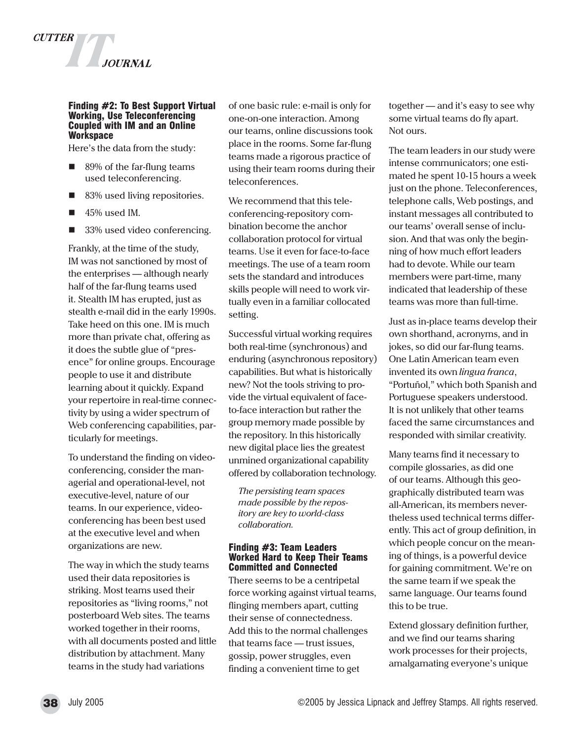### Finding #2: To Best Support Virtual Working, Use Teleconferencing Coupled with IM and an Online Workspace

Here's the data from the study:

- 89% of the far-flung teams used teleconferencing.
- 83% used living repositories.
- 45% used IM.
- 33% used video conferencing.

Frankly, at the time of the study, IM was not sanctioned by most of the enterprises — although nearly half of the far-flung teams used it. Stealth IM has erupted, just as stealth e-mail did in the early 1990s. Take heed on this one. IM is much more than private chat, offering as it does the subtle glue of "presence" for online groups. Encourage people to use it and distribute learning about it quickly. Expand your repertoire in real-time connectivity by using a wider spectrum of Web conferencing capabilities, particularly for meetings.

To understand the finding on videoconferencing, consider the managerial and operational-level, not executive-level, nature of our teams. In our experience, videoconferencing has been best used at the executive level and when organizations are new.

The way in which the study teams used their data repositories is striking. Most teams used their repositories as "living rooms," not posterboard Web sites. The teams worked together in their rooms, with all documents posted and little distribution by attachment. Many teams in the study had variations of one basic rule: e-mail is only for one-on-one interaction. Among our teams, online discussions took place in the rooms. Some far-flung teams made a rigorous practice of using their team rooms during their teleconferences.

We recommend that this teleconferencing-repository combination become the anchor collaboration protocol for virtual teams. Use it even for face-to-face meetings. The use of a team room sets the standard and introduces skills people will need to work virtually even in a familiar collocated setting.

Successful virtual working requires both real-time (synchronous) and enduring (asynchronous repository) capabilities. But what is historically new? Not the tools striving to provide the virtual equivalent of face-to-face interaction but rather the group memory made possible by the repository. In this historically new digital place lies the greatest unmined organizational capability offered by collaboration technology.

*The persisting team spaces made possible by the repository are key to world-class collaboration.*

### Finding #3: Team Leaders Worked Hard to Keep Their Teams Committed and Connected

There seems to be a centripetal force working against virtual teams, flinging members apart, cutting their sense of connectedness. Add this to the normal challenges that teams face — trust issues, gossip, power struggles, even finding a convenient time to get together — and it's easy to see why some virtual teams do fly apart. Not ours.

The team leaders in our study were intense communicators; one estimated he spent 10-15 hours a week just on the phone. Teleconferences, telephone calls, Web postings, and instant messages all contributed to our teams' overall sense of inclusion. And that was only the beginning of how much effort leaders had to devote. While our team members were part-time, many indicated that leadership of these teams was more than full-time.

Just as in-place teams develop their own shorthand, acronyms, and in jokes, so did our far-flung teams. One Latin American team even invented its own *lingua franca*, "Portuñol," which both Spanish and Portuguese speakers understood. It is not unlikely that other teams faced the same circumstances and responded with similar creativity.

Many teams find it necessary to compile glossaries, as did one of our teams. Although this geographically distributed team was all-American, its members nevertheless used technical terms differently. This act of group definition, in which people concur on the meaning of things, is a powerful device for gaining commitment. We're on the same team if we speak the same language. Our teams found this to be true.

Extend glossary definition further, and we find our teams sharing work processes for their projects, amalgamating everyone's unique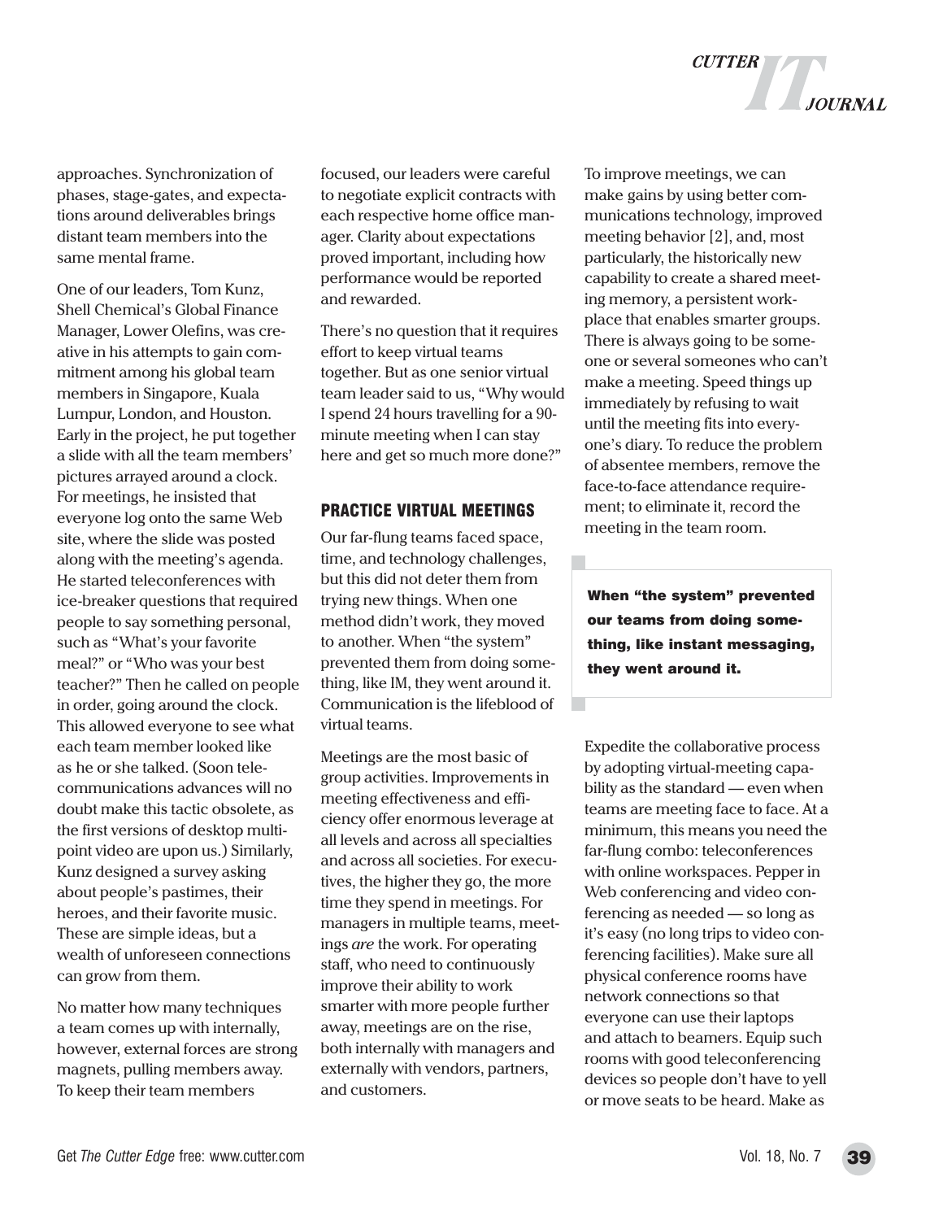approaches. Synchronization of phases, stage-gates, and expectations around deliverables brings distant team members into the same mental frame.

One of our leaders, Tom Kunz, Shell Chemical's Global Finance Manager, Lower Olefins, was creative in his attempts to gain commitment among his global team members in Singapore, Kuala Lumpur, London, and Houston. Early in the project, he put together a slide with all the team members' pictures arrayed around a clock. For meetings, he insisted that everyone log onto the same Web site, where the slide was posted along with the meeting's agenda. He started teleconferences with ice-breaker questions that required people to say something personal, such as "What's your favorite meal?" or "Who was your best teacher?" Then he called on people in order, going around the clock. This allowed everyone to see what each team member looked like as he or she talked. (Soon telecommunications advances will no doubt make this tactic obsolete, as the first versions of desktop multipoint video are upon us.) Similarly, Kunz designed a survey asking about people's pastimes, their heroes, and their favorite music. These are simple ideas, but a wealth of unforeseen connections can grow from them.

No matter how many techniques a team comes up with internally, however, external forces are strong magnets, pulling members away. To keep their team members focused, our leaders were careful to negotiate explicit contracts with each respective home office manager. Clarity about expectations proved important, including how performance would be reported and rewarded.

There's no question that it requires effort to keep virtual teams together. But as one senior virtual team leader said to us, "Why would I spend 24 hours travelling for a 90-minute meeting when I can stay here and get so much more done?"

## PRACTICE VIRTUAL MEETINGS

Our far-flung teams faced space, time, and technology challenges, but this did not deter them from trying new things. When one method didn't work, they moved to another. When "the system" prevented them from doing something, like IM, they went around it. Communication is the lifeblood of virtual teams.

Meetings are the most basic of group activities. Improvements in meeting effectiveness and efficiency offer enormous leverage at all levels and across all specialties and across all societies. For executives, the higher they go, the more time they spend in meetings. For managers in multiple teams, meetings *are* the work. For operating staff, who need to continuously improve their ability to work smarter with more people further away, meetings are on the rise, both internally with managers and externally with vendors, partners, and customers.

To improve meetings, we can make gains by using better communications technology, improved meeting behavior [2], and, most particularly, the historically new capability to create a shared meeting memory, a persistent workplace that enables smarter groups. There is always going to be someone or several someones who can't make a meeting. Speed things up immediately by refusing to wait until the meeting fits into everyone's diary. To reduce the problem of absentee members, remove the face-to-face attendance requirement; to eliminate it, record the meeting in the team room.

> **When "the system" prevented our teams from doing something, like instant messaging, they went around it.**

Expedite the collaborative process by adopting virtual-meeting capability as the standard — even when teams are meeting face to face. At a minimum, this means you need the far-flung combo: teleconferences with online workspaces. Pepper in Web conferencing and video conferencing as needed — so long as it's easy (no long trips to video conferencing facilities). Make sure all physical conference rooms have network connections so that everyone can use their laptops and attach to beamers. Equip such rooms with good teleconferencing devices so people don't have to yell or move seats to be heard. Make as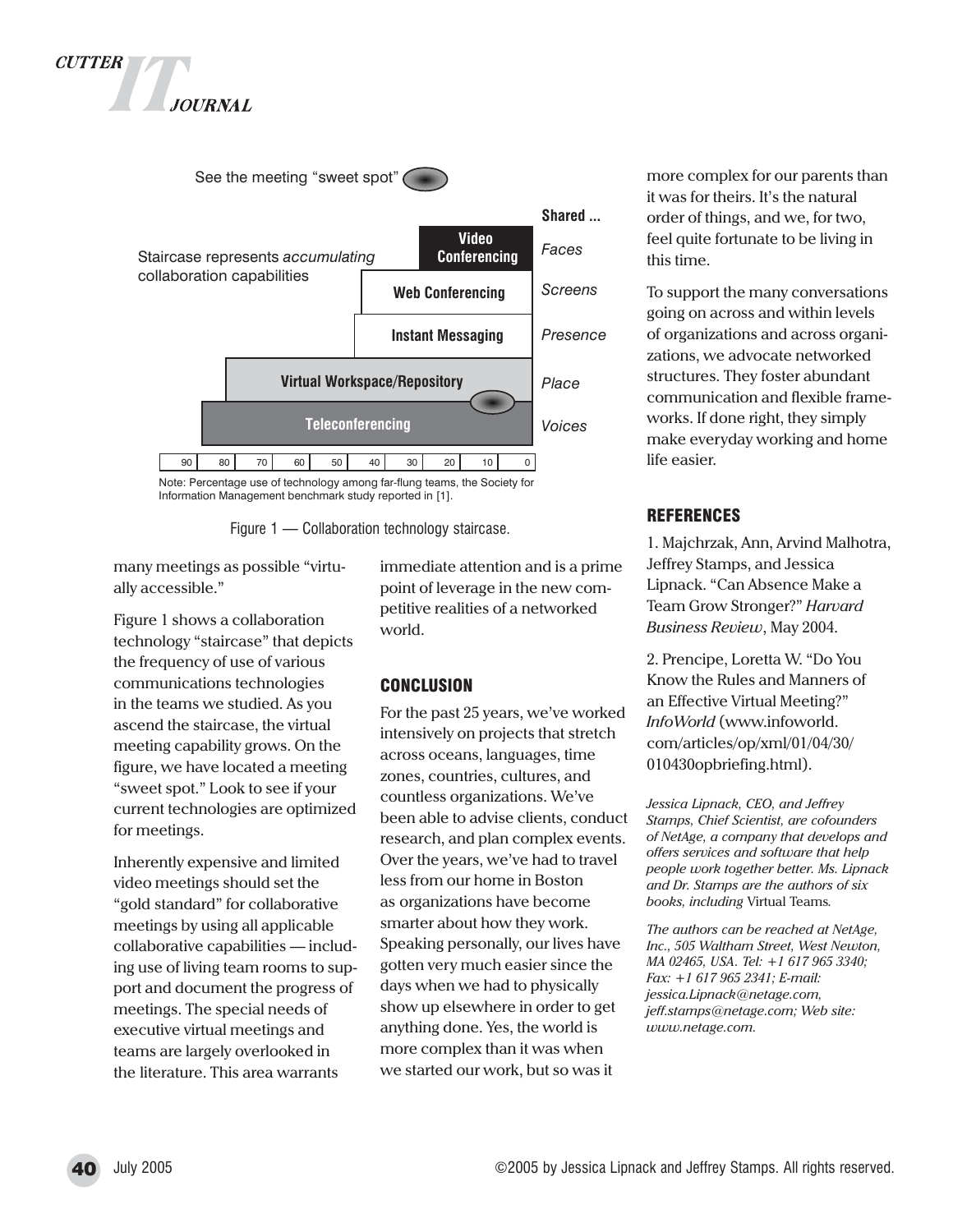See the meeting "sweet spot"

Shared ...

Staircase represents *accumulating* collaboration capabilities

Video Conferencing — *Faces*

Web Conferencing — *Screens*

Instant Messaging — *Presence*

Virtual Workspace/Repository — *Place*

Teleconferencing — *Voices*

90 80 70 60 50 40 30 20 10 0

Note: Percentage use of technology among far-flung teams, the Society for Information Management benchmark study reported in [1].

Figure 1 — Collaboration technology staircase.

many meetings as possible "virtually accessible."

Figure 1 shows a collaboration technology "staircase" that depicts the frequency of use of various communications technologies in the teams we studied. As you ascend the staircase, the virtual meeting capability grows. On the figure, we have located a meeting "sweet spot." Look to see if your current technologies are optimized for meetings.

Inherently expensive and limited video meetings should set the "gold standard" for collaborative meetings by using all applicable collaborative capabilities — including use of living team rooms to support and document the progress of meetings. The special needs of executive virtual meetings and teams are largely overlooked in the literature. This area warrants immediate attention and is a prime point of leverage in the new competitive realities of a networked world.

## CONCLUSION

For the past 25 years, we've worked intensively on projects that stretch across oceans, languages, time zones, countries, cultures, and countless organizations. We've been able to advise clients, conduct research, and plan complex events. Over the years, we've had to travel less from our home in Boston as organizations have become smarter about how they work. Speaking personally, our lives have gotten very much easier since the days when we had to physically show up elsewhere in order to get anything done. Yes, the world is more complex than it was when we started our work, but so was it more complex for our parents than it was for theirs. It's the natural order of things, and we, for two, feel quite fortunate to be living in this time.

To support the many conversations going on across and within levels of organizations and across organizations, we advocate networked structures. They foster abundant communication and flexible frameworks. If done right, they simply make everyday working and home life easier.

## REFERENCES

1. Majchrzak, Ann, Arvind Malhotra, Jeffrey Stamps, and Jessica Lipnack. "Can Absence Make a Team Grow Stronger?" *Harvard Business Review*, May 2004.

2. Prencipe, Loretta W. "Do You Know the Rules and Manners of an Effective Virtual Meeting?" *InfoWorld* (www.infoworld.com/articles/op/xml/01/04/30/010430opbriefing.html).

*Jessica Lipnack, CEO, and Jeffrey Stamps, Chief Scientist, are cofounders of NetAge, a company that develops and offers services and software that help people work together better. Ms. Lipnack and Dr. Stamps are the authors of six books, including* Virtual Teams*.*

*The authors can be reached at NetAge, Inc., 505 Waltham Street, West Newton, MA 02465, USA. Tel: +1 617 965 3340; Fax: +1 617 965 2341; E-mail: jessica.Lipnack@netage.com, jeff.stamps@netage.com; Web site: www.netage.com.*